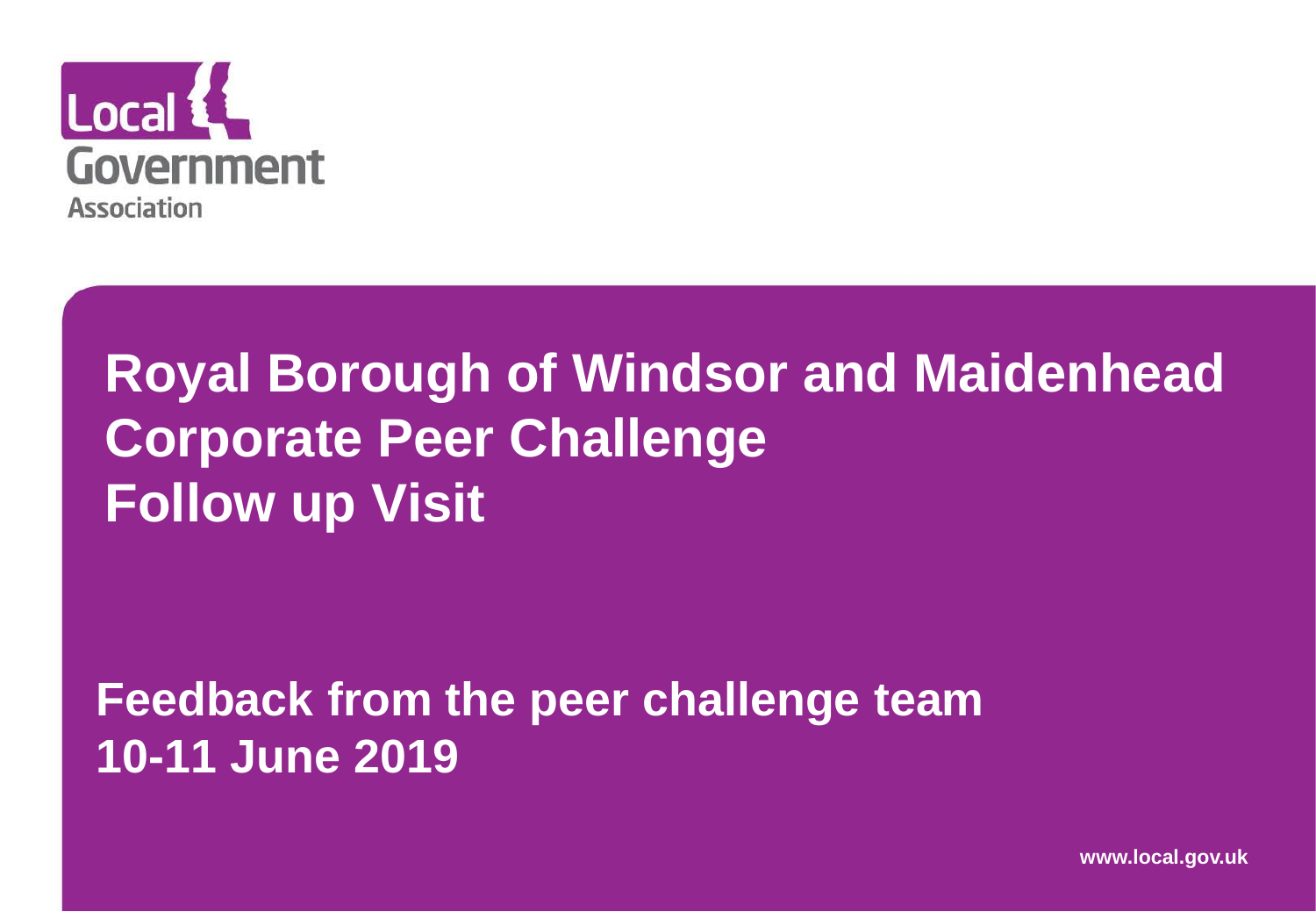Local Government Association

# Royal Borough of Windsor and Maidenhead Corporate Peer Challenge Follow up Visit

## Feedback from the peer challenge team 10-11 June 2019

www.local.gov.uk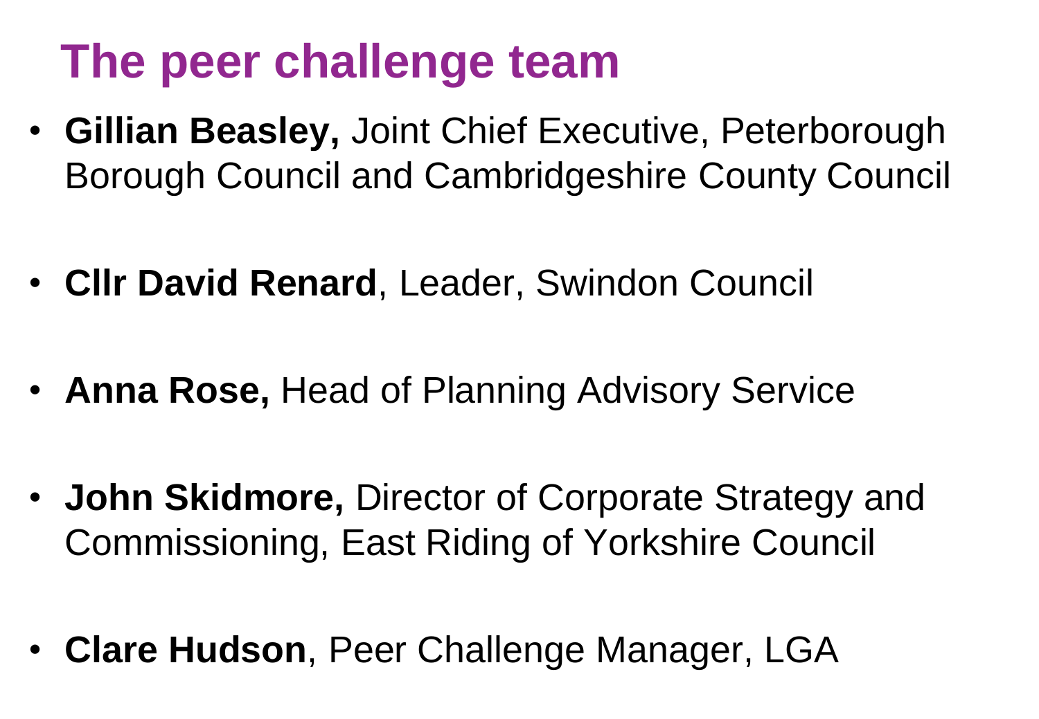# The peer challenge team

- **Gillian Beasley,** Joint Chief Executive, Peterborough Borough Council and Cambridgeshire County Council
- **Cllr David Renard**, Leader, Swindon Council
- **Anna Rose,** Head of Planning Advisory Service
- **John Skidmore,** Director of Corporate Strategy and Commissioning, East Riding of Yorkshire Council
- **Clare Hudson**, Peer Challenge Manager, LGA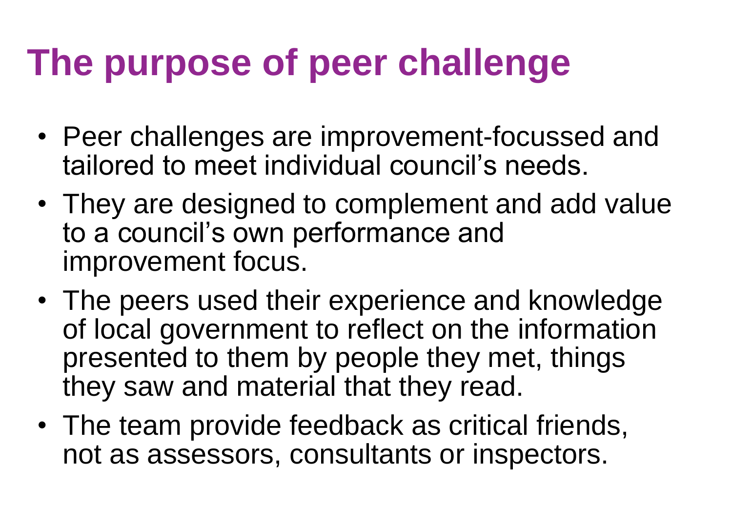# The purpose of peer challenge

- Peer challenges are improvement-focussed and tailored to meet individual council's needs.
- They are designed to complement and add value to a council's own performance and improvement focus.
- The peers used their experience and knowledge of local government to reflect on the information presented to them by people they met, things they saw and material that they read.
- The team provide feedback as critical friends, not as assessors, consultants or inspectors.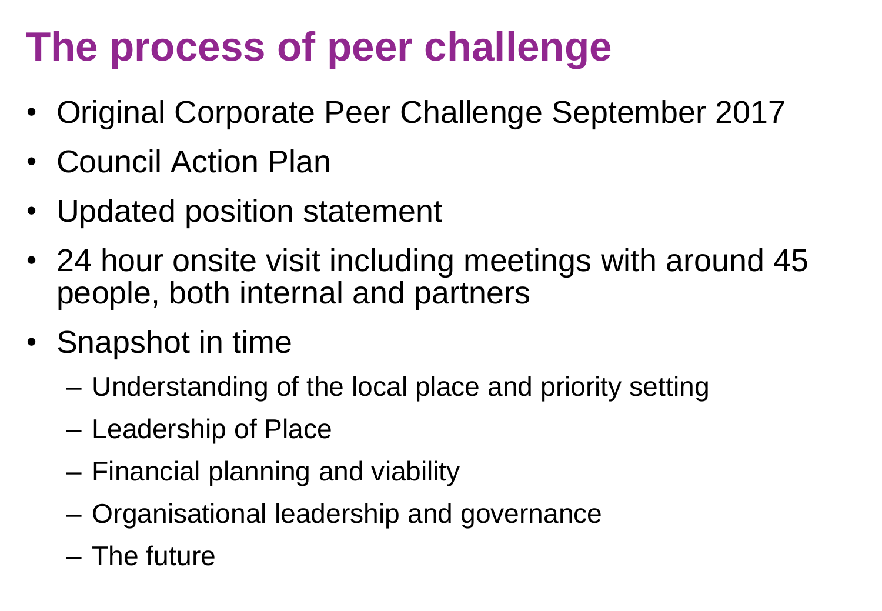# The process of peer challenge

- Original Corporate Peer Challenge September 2017
- Council Action Plan
- Updated position statement
- 24 hour onsite visit including meetings with around 45 people, both internal and partners
- Snapshot in time
  - Understanding of the local place and priority setting
  - Leadership of Place
  - Financial planning and viability
  - Organisational leadership and governance
  - The future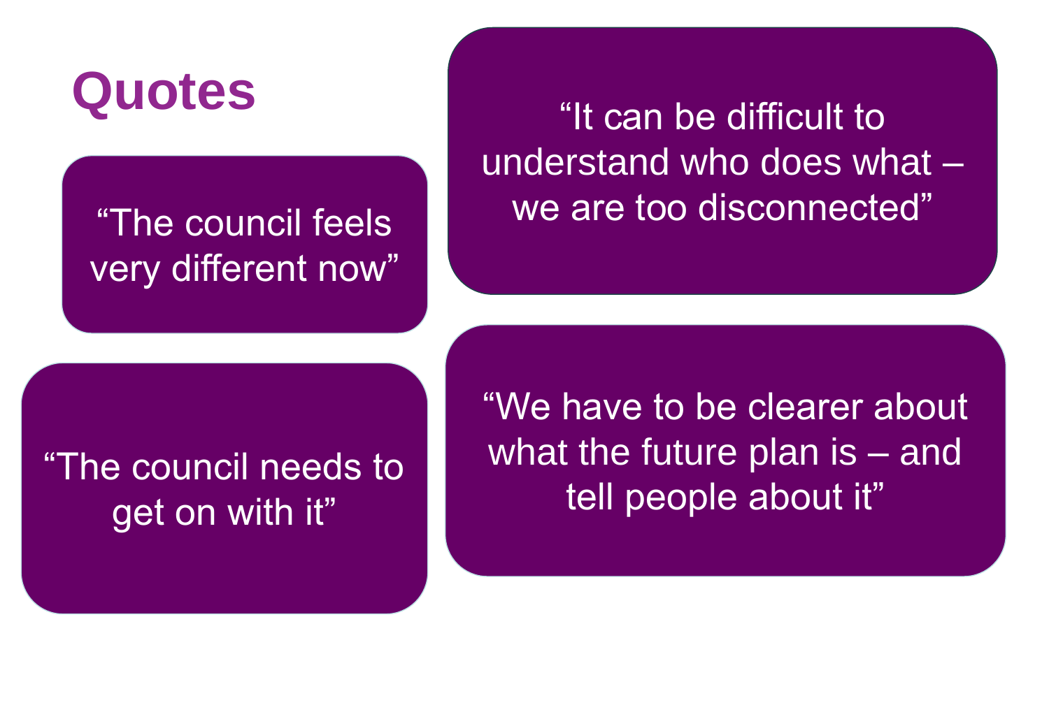# Quotes

“The council feels very different now”

“It can be difficult to understand who does what – we are too disconnected”

“The council needs to get on with it”

“We have to be clearer about what the future plan is – and tell people about it”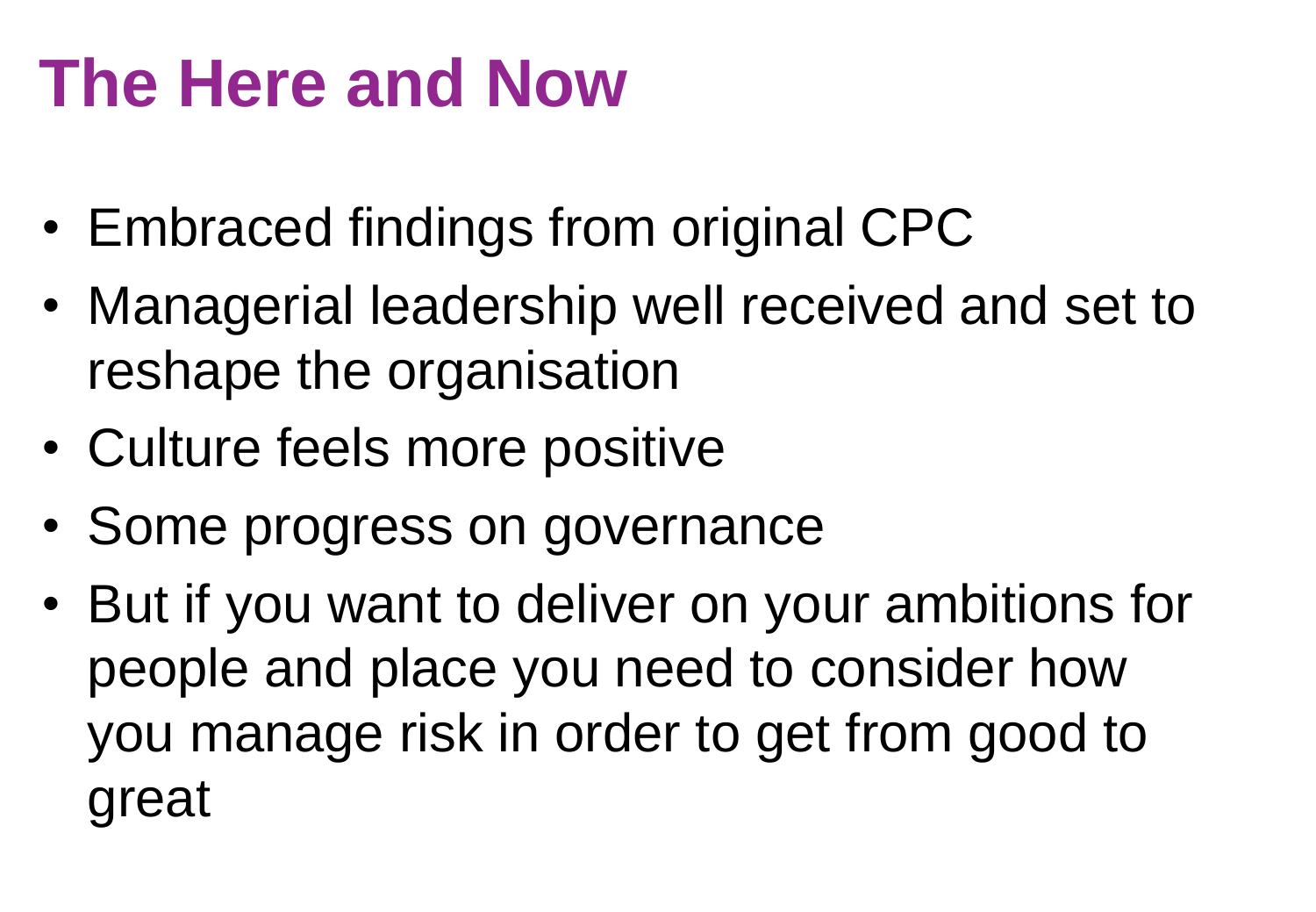# The Here and Now

- Embraced findings from original CPC
- Managerial leadership well received and set to reshape the organisation
- Culture feels more positive
- Some progress on governance
- But if you want to deliver on your ambitions for people and place you need to consider how you manage risk in order to get from good to great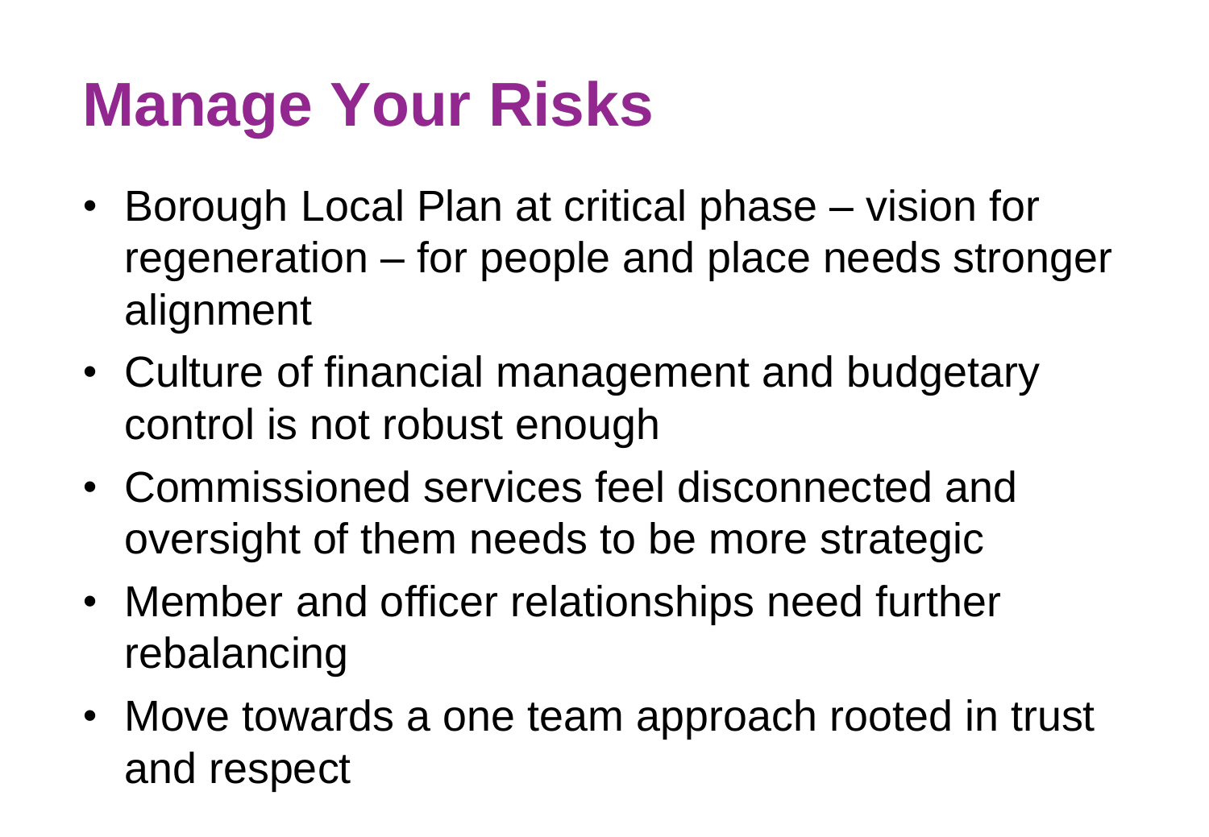# Manage Your Risks

- Borough Local Plan at critical phase – vision for regeneration – for people and place needs stronger alignment
- Culture of financial management and budgetary control is not robust enough
- Commissioned services feel disconnected and oversight of them needs to be more strategic
- Member and officer relationships need further rebalancing
- Move towards a one team approach rooted in trust and respect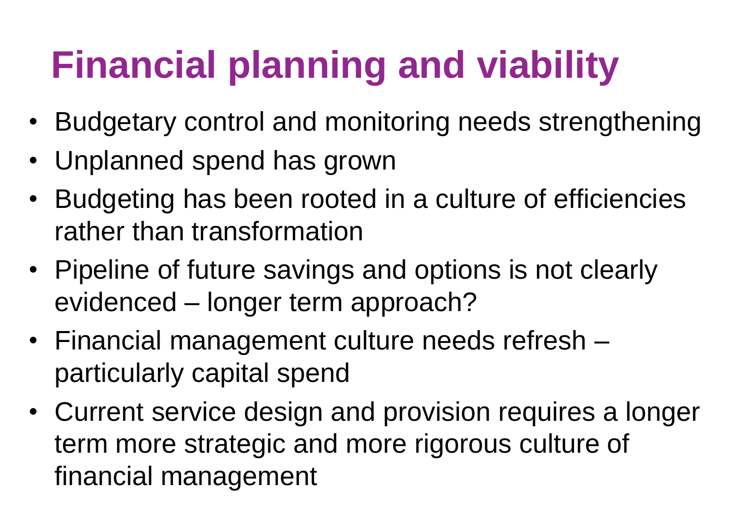# Financial planning and viability

- Budgetary control and monitoring needs strengthening
- Unplanned spend has grown
- Budgeting has been rooted in a culture of efficiencies rather than transformation
- Pipeline of future savings and options is not clearly evidenced – longer term approach?
- Financial management culture needs refresh – particularly capital spend
- Current service design and provision requires a longer term more strategic and more rigorous culture of financial management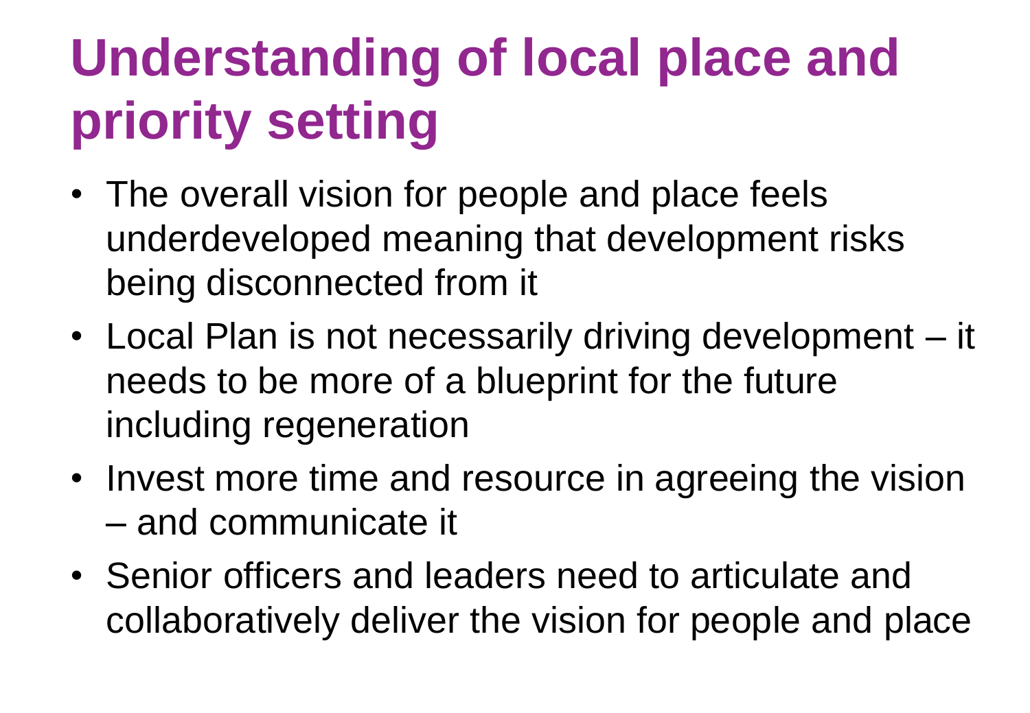# Understanding of local place and priority setting

- The overall vision for people and place feels underdeveloped meaning that development risks being disconnected from it
- Local Plan is not necessarily driving development – it needs to be more of a blueprint for the future including regeneration
- Invest more time and resource in agreeing the vision – and communicate it
- Senior officers and leaders need to articulate and collaboratively deliver the vision for people and place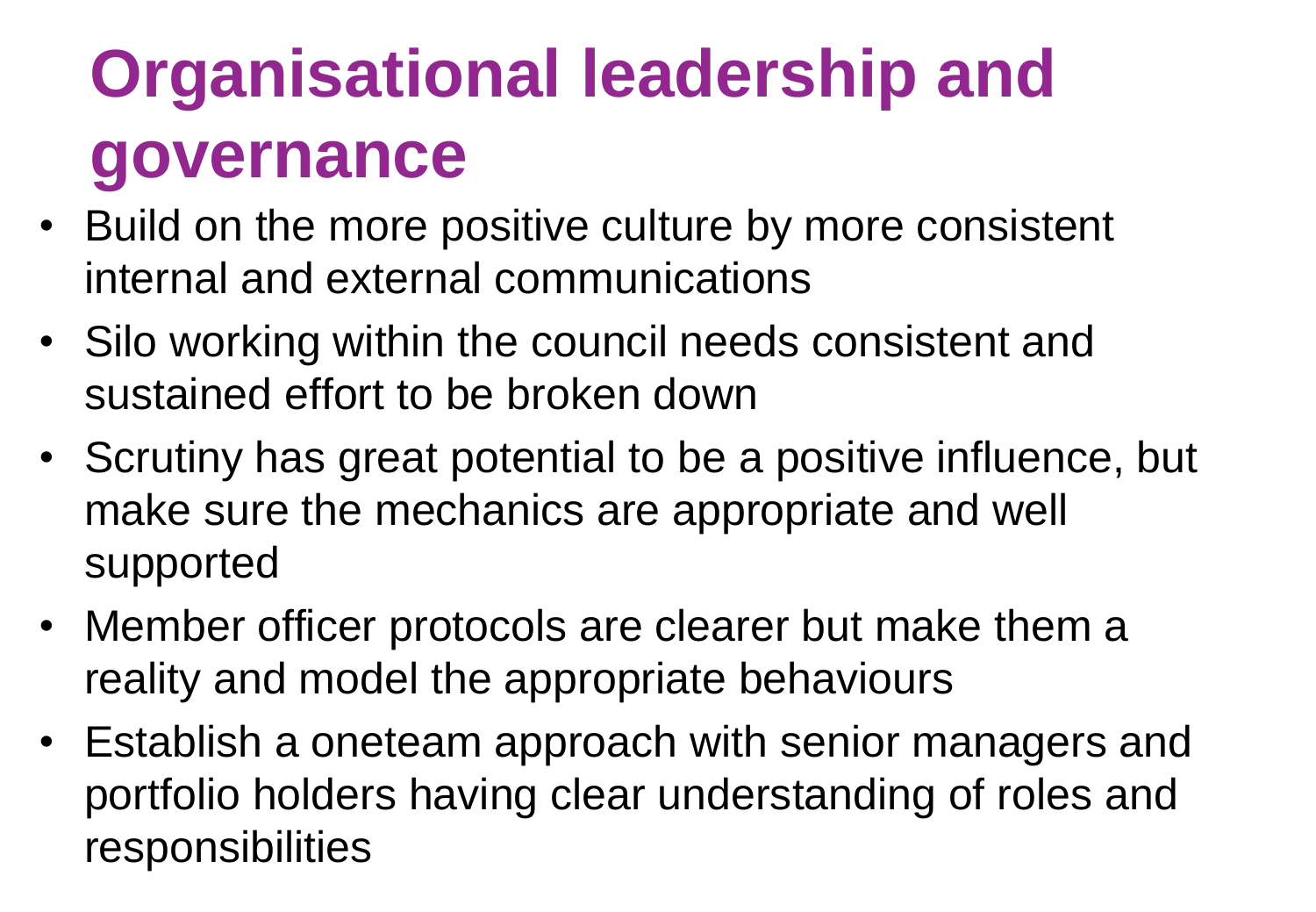# Organisational leadership and governance

- Build on the more positive culture by more consistent internal and external communications
- Silo working within the council needs consistent and sustained effort to be broken down
- Scrutiny has great potential to be a positive influence, but make sure the mechanics are appropriate and well supported
- Member officer protocols are clearer but make them a reality and model the appropriate behaviours
- Establish a oneteam approach with senior managers and portfolio holders having clear understanding of roles and responsibilities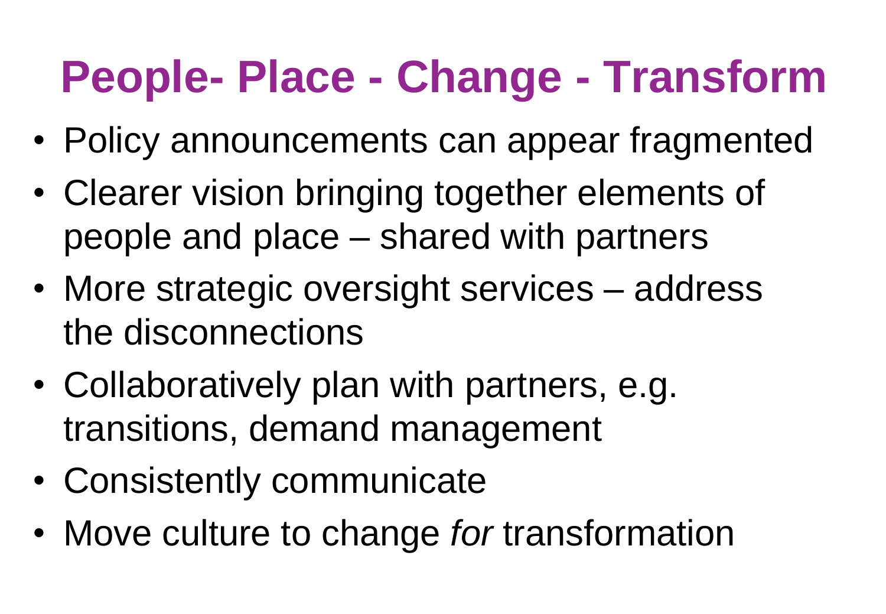# People- Place - Change - Transform

- Policy announcements can appear fragmented
- Clearer vision bringing together elements of people and place – shared with partners
- More strategic oversight services – address the disconnections
- Collaboratively plan with partners, e.g. transitions, demand management
- Consistently communicate
- Move culture to change *for* transformation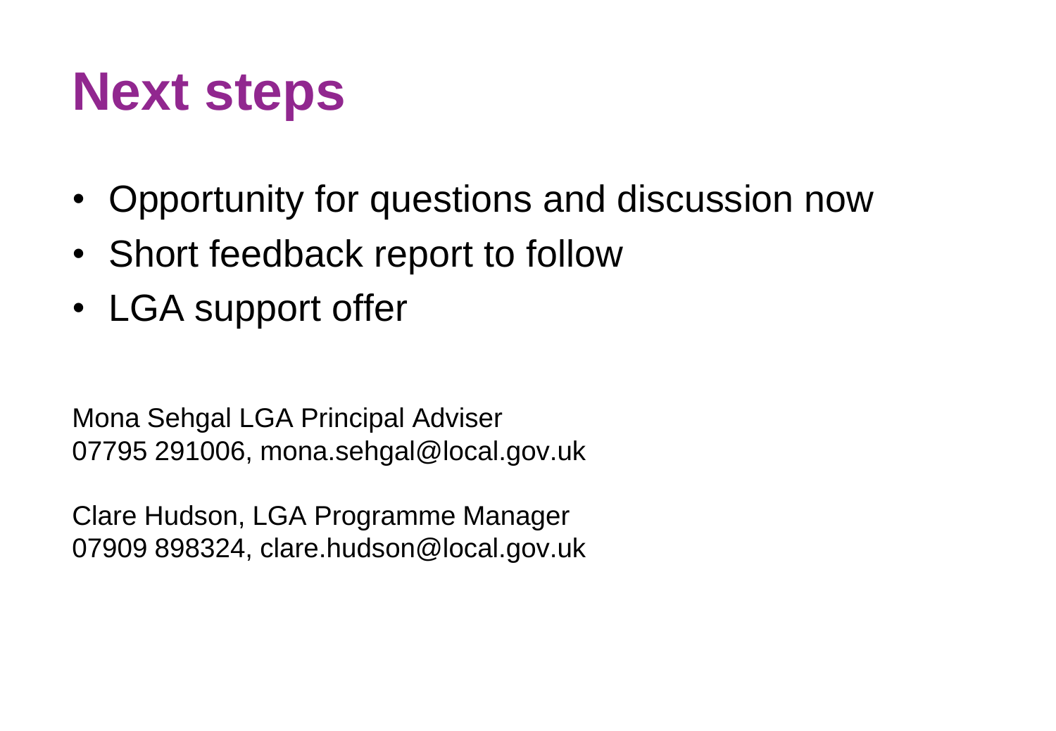# Next steps

- Opportunity for questions and discussion now
- Short feedback report to follow
- LGA support offer

Mona Sehgal LGA Principal Adviser
07795 291006, mona.sehgal@local.gov.uk

Clare Hudson, LGA Programme Manager
07909 898324, clare.hudson@local.gov.uk